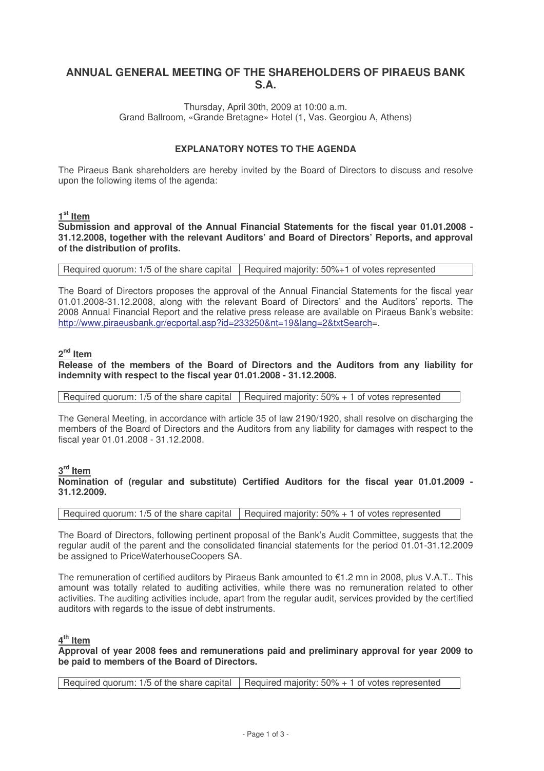# ANNUAL GENERAL MEETING OF THE SHAREHOLDERS OF PIRAEUS BANK S.A.

Thursday, April 30th, 2009 at 10:00 a.m.
Grand Ballroom, «Grande Bretagne» Hotel (1, Vas. Georgiou A, Athens)

### EXPLANATORY NOTES TO THE AGENDA

The Piraeus Bank shareholders are hereby invited by the Board of Directors to discuss and resolve upon the following items of the agenda:

## 1st Item

**Submission and approval of the Annual Financial Statements for the fiscal year 01.01.2008 - 31.12.2008, together with the relevant Auditors' and Board of Directors' Reports, and approval of the distribution of profits.**

| Required quorum: 1/5 of the share capital | Required majority: 50%+1 of votes represented |
|---|---|

The Board of Directors proposes the approval of the Annual Financial Statements for the fiscal year 01.01.2008-31.12.2008, along with the relevant Board of Directors' and the Auditors' reports. The 2008 Annual Financial Report and the relative press release are available on Piraeus Bank's website: http://www.piraeusbank.gr/ecportal.asp?id=233250&nt=19&lang=2&txtSearch=.

## 2nd Item

**Release of the members of the Board of Directors and the Auditors from any liability for indemnity with respect to the fiscal year 01.01.2008 - 31.12.2008.**

| Required quorum: 1/5 of the share capital | Required majority: 50% + 1 of votes represented |
|---|---|

The General Meeting, in accordance with article 35 of law 2190/1920, shall resolve on discharging the members of the Board of Directors and the Auditors from any liability for damages with respect to the fiscal year 01.01.2008 - 31.12.2008.

## 3rd Item

**Nomination of (regular and substitute) Certified Auditors for the fiscal year 01.01.2009 - 31.12.2009.**

| Required quorum: 1/5 of the share capital | Required majority: 50% + 1 of votes represented |
|---|---|

The Board of Directors, following pertinent proposal of the Bank's Audit Committee, suggests that the regular audit of the parent and the consolidated financial statements for the period 01.01-31.12.2009 be assigned to PriceWaterhouseCoopers SA.

The remuneration of certified auditors by Piraeus Bank amounted to €1.2 mn in 2008, plus V.A.T.. This amount was totally related to auditing activities, while there was no remuneration related to other activities. The auditing activities include, apart from the regular audit, services provided by the certified auditors with regards to the issue of debt instruments.

## 4th Item

**Approval of year 2008 fees and remunerations paid and preliminary approval for year 2009 to be paid to members of the Board of Directors.**

| Required quorum: 1/5 of the share capital | Required majority: 50% + 1 of votes represented |
|---|---|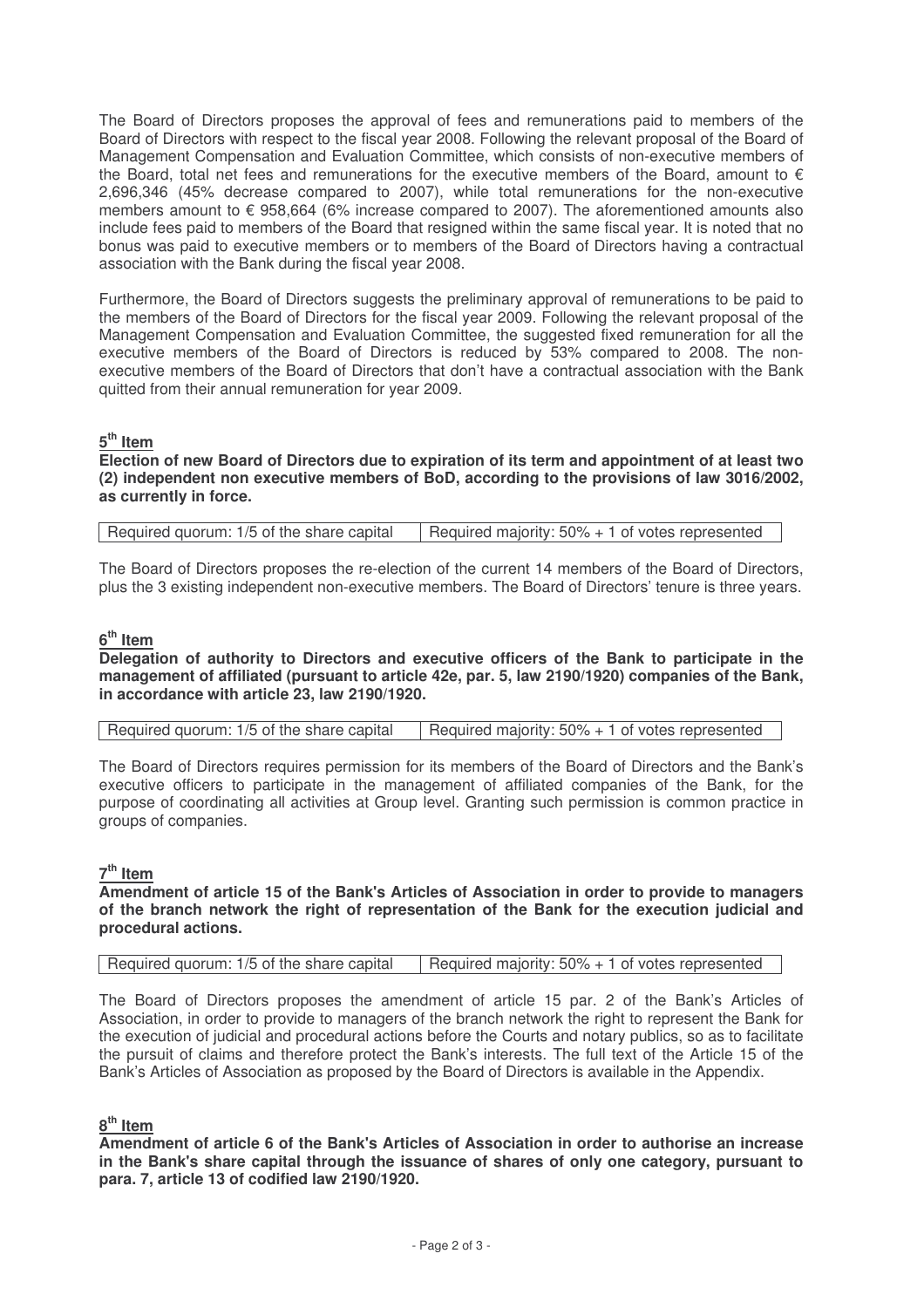The Board of Directors proposes the approval of fees and remunerations paid to members of the Board of Directors with respect to the fiscal year 2008. Following the relevant proposal of the Board of Management Compensation and Evaluation Committee, which consists of non-executive members of the Board, total net fees and remunerations for the executive members of the Board, amount to € 2,696,346 (45% decrease compared to 2007), while total remunerations for the non-executive members amount to € 958,664 (6% increase compared to 2007). The aforementioned amounts also include fees paid to members of the Board that resigned within the same fiscal year. It is noted that no bonus was paid to executive members or to members of the Board of Directors having a contractual association with the Bank during the fiscal year 2008.

Furthermore, the Board of Directors suggests the preliminary approval of remunerations to be paid to the members of the Board of Directors for the fiscal year 2009. Following the relevant proposal of the Management Compensation and Evaluation Committee, the suggested fixed remuneration for all the executive members of the Board of Directors is reduced by 53% compared to 2008. The non-executive members of the Board of Directors that don't have a contractual association with the Bank quitted from their annual remuneration for year 2009.

## 5th Item

**Election of new Board of Directors due to expiration of its term and appointment of at least two (2) independent non executive members of BoD, according to the provisions of law 3016/2002, as currently in force.**

| Required quorum: 1/5 of the share capital | Required majority: 50% + 1 of votes represented |
|---|---|

The Board of Directors proposes the re-election of the current 14 members of the Board of Directors, plus the 3 existing independent non-executive members. The Board of Directors' tenure is three years.

## 6th Item

**Delegation of authority to Directors and executive officers of the Bank to participate in the management of affiliated (pursuant to article 42e, par. 5, law 2190/1920) companies of the Bank, in accordance with article 23, law 2190/1920.**

| Required quorum: 1/5 of the share capital | Required majority: 50% + 1 of votes represented |
|---|---|

The Board of Directors requires permission for its members of the Board of Directors and the Bank's executive officers to participate in the management of affiliated companies of the Bank, for the purpose of coordinating all activities at Group level. Granting such permission is common practice in groups of companies.

## 7th Item

**Amendment of article 15 of the Bank's Articles of Association in order to provide to managers of the branch network the right of representation of the Bank for the execution judicial and procedural actions.**

| Required quorum: 1/5 of the share capital | Required majority: 50% + 1 of votes represented |
|---|---|

The Board of Directors proposes the amendment of article 15 par. 2 of the Bank's Articles of Association, in order to provide to managers of the branch network the right to represent the Bank for the execution of judicial and procedural actions before the Courts and notary publics, so as to facilitate the pursuit of claims and therefore protect the Bank's interests. The full text of the Article 15 of the Bank's Articles of Association as proposed by the Board of Directors is available in the Appendix.

## 8th Item

**Amendment of article 6 of the Bank's Articles of Association in order to authorise an increase in the Bank's share capital through the issuance of shares of only one category, pursuant to para. 7, article 13 of codified law 2190/1920.**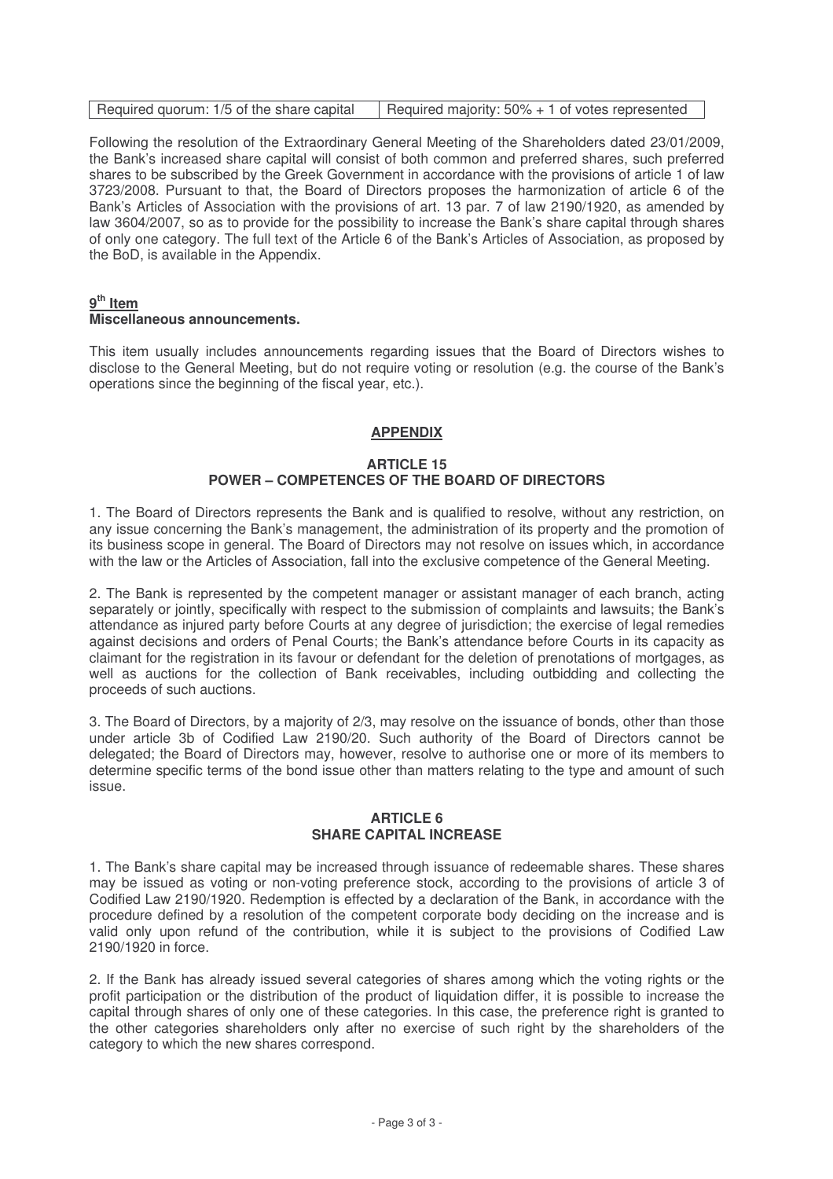| | |
|---|---|
| Required quorum: 1/5 of the share capital | Required majority: 50% + 1 of votes represented |

Following the resolution of the Extraordinary General Meeting of the Shareholders dated 23/01/2009, the Bank's increased share capital will consist of both common and preferred shares, such preferred shares to be subscribed by the Greek Government in accordance with the provisions of article 1 of law 3723/2008. Pursuant to that, the Board of Directors proposes the harmonization of article 6 of the Bank's Articles of Association with the provisions of art. 13 par. 7 of law 2190/1920, as amended by law 3604/2007, so as to provide for the possibility to increase the Bank's share capital through shares of only one category. The full text of the Article 6 of the Bank's Articles of Association, as proposed by the BoD, is available in the Appendix.

## 9th Item

**Miscellaneous announcements.**

This item usually includes announcements regarding issues that the Board of Directors wishes to disclose to the General Meeting, but do not require voting or resolution (e.g. the course of the Bank's operations since the beginning of the fiscal year, etc.).

## APPENDIX

### ARTICLE 15
### POWER – COMPETENCES OF THE BOARD OF DIRECTORS

1. The Board of Directors represents the Bank and is qualified to resolve, without any restriction, on any issue concerning the Bank's management, the administration of its property and the promotion of its business scope in general. The Board of Directors may not resolve on issues which, in accordance with the law or the Articles of Association, fall into the exclusive competence of the General Meeting.

2. The Bank is represented by the competent manager or assistant manager of each branch, acting separately or jointly, specifically with respect to the submission of complaints and lawsuits; the Bank's attendance as injured party before Courts at any degree of jurisdiction; the exercise of legal remedies against decisions and orders of Penal Courts; the Bank's attendance before Courts in its capacity as claimant for the registration in its favour or defendant for the deletion of prenotations of mortgages, as well as auctions for the collection of Bank receivables, including outbidding and collecting the proceeds of such auctions.

3. The Board of Directors, by a majority of 2/3, may resolve on the issuance of bonds, other than those under article 3b of Codified Law 2190/20. Such authority of the Board of Directors cannot be delegated; the Board of Directors may, however, resolve to authorise one or more of its members to determine specific terms of the bond issue other than matters relating to the type and amount of such issue.

### ARTICLE 6
### SHARE CAPITAL INCREASE

1. The Bank's share capital may be increased through issuance of redeemable shares. These shares may be issued as voting or non-voting preference stock, according to the provisions of article 3 of Codified Law 2190/1920. Redemption is effected by a declaration of the Bank, in accordance with the procedure defined by a resolution of the competent corporate body deciding on the increase and is valid only upon refund of the contribution, while it is subject to the provisions of Codified Law 2190/1920 in force.

2. If the Bank has already issued several categories of shares among which the voting rights or the profit participation or the distribution of the product of liquidation differ, it is possible to increase the capital through shares of only one of these categories. In this case, the preference right is granted to the other categories shareholders only after no exercise of such right by the shareholders of the category to which the new shares correspond.